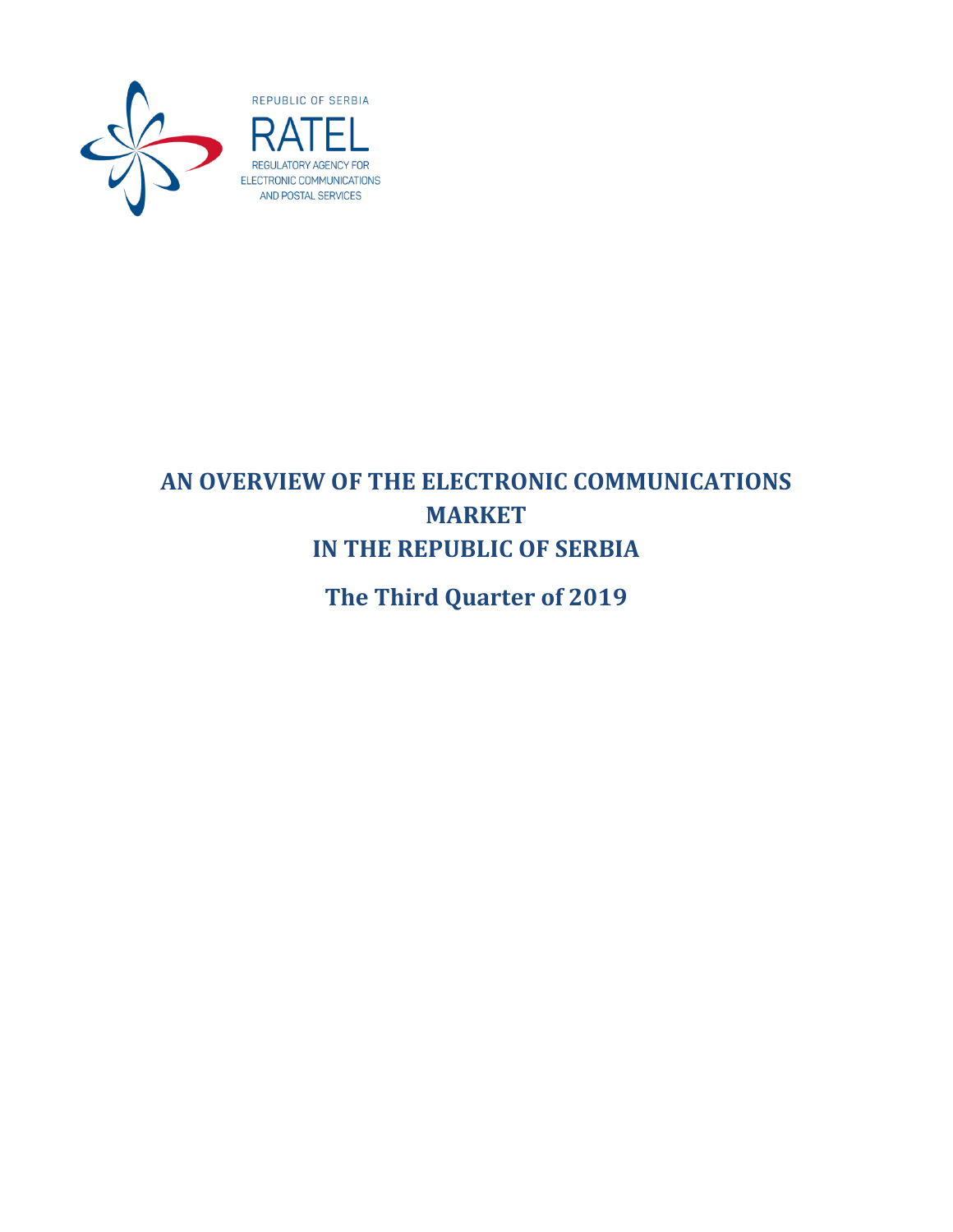REPUBLIC OF SERBIA

RATEL

REGULATORY AGENCY FOR ELECTRONIC COMMUNICATIONS AND POSTAL SERVICES

# AN OVERVIEW OF THE ELECTRONIC COMMUNICATIONS MARKET IN THE REPUBLIC OF SERBIA

## The Third Quarter of 2019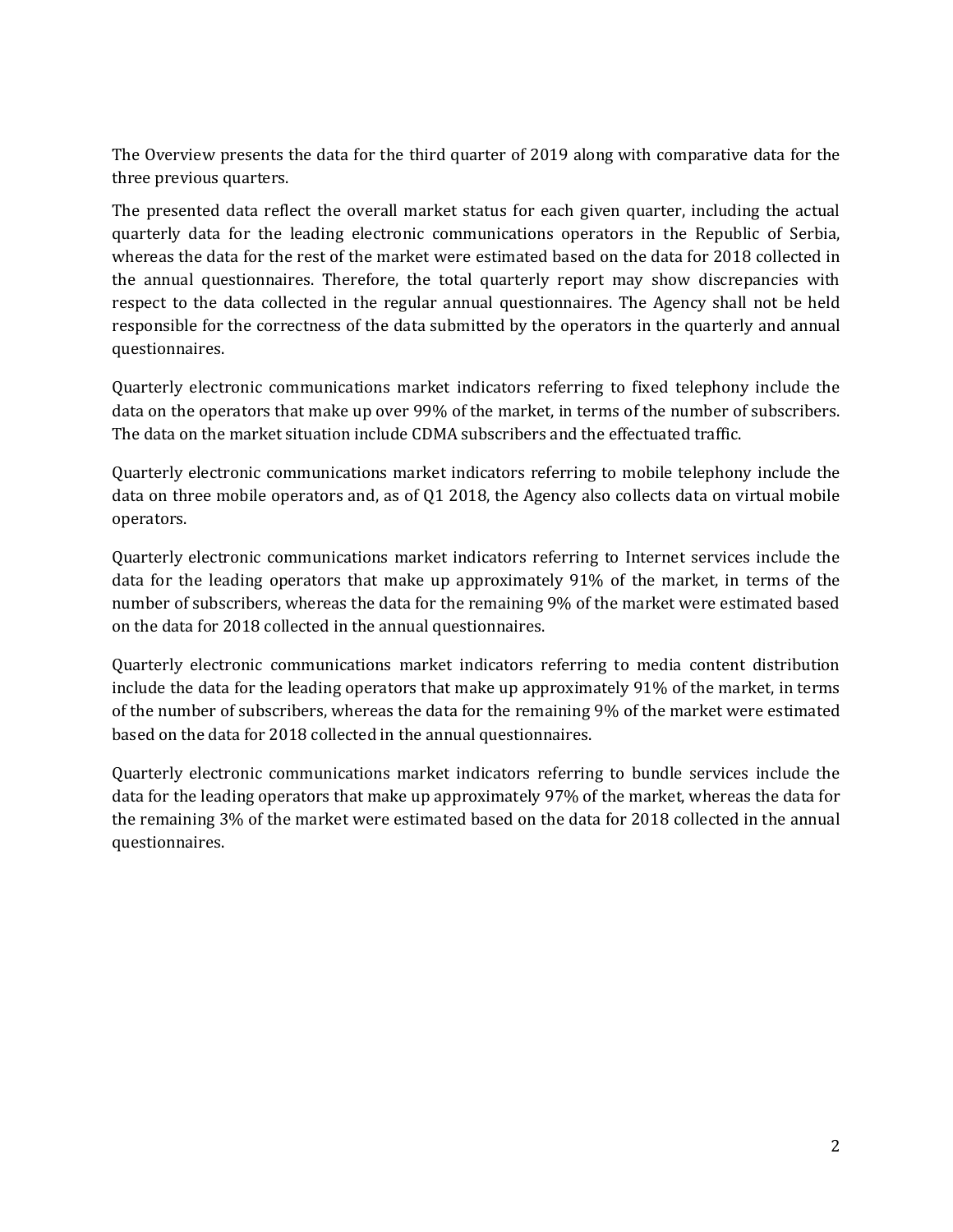The Overview presents the data for the third quarter of 2019 along with comparative data for the three previous quarters.

The presented data reflect the overall market status for each given quarter, including the actual quarterly data for the leading electronic communications operators in the Republic of Serbia, whereas the data for the rest of the market were estimated based on the data for 2018 collected in the annual questionnaires. Therefore, the total quarterly report may show discrepancies with respect to the data collected in the regular annual questionnaires. The Agency shall not be held responsible for the correctness of the data submitted by the operators in the quarterly and annual questionnaires.

Quarterly electronic communications market indicators referring to fixed telephony include the data on the operators that make up over 99% of the market, in terms of the number of subscribers. The data on the market situation include CDMA subscribers and the effectuated traffic.

Quarterly electronic communications market indicators referring to mobile telephony include the data on three mobile operators and, as of Q1 2018, the Agency also collects data on virtual mobile operators.

Quarterly electronic communications market indicators referring to Internet services include the data for the leading operators that make up approximately 91% of the market, in terms of the number of subscribers, whereas the data for the remaining 9% of the market were estimated based on the data for 2018 collected in the annual questionnaires.

Quarterly electronic communications market indicators referring to media content distribution include the data for the leading operators that make up approximately 91% of the market, in terms of the number of subscribers, whereas the data for the remaining 9% of the market were estimated based on the data for 2018 collected in the annual questionnaires.

Quarterly electronic communications market indicators referring to bundle services include the data for the leading operators that make up approximately 97% of the market, whereas the data for the remaining 3% of the market were estimated based on the data for 2018 collected in the annual questionnaires.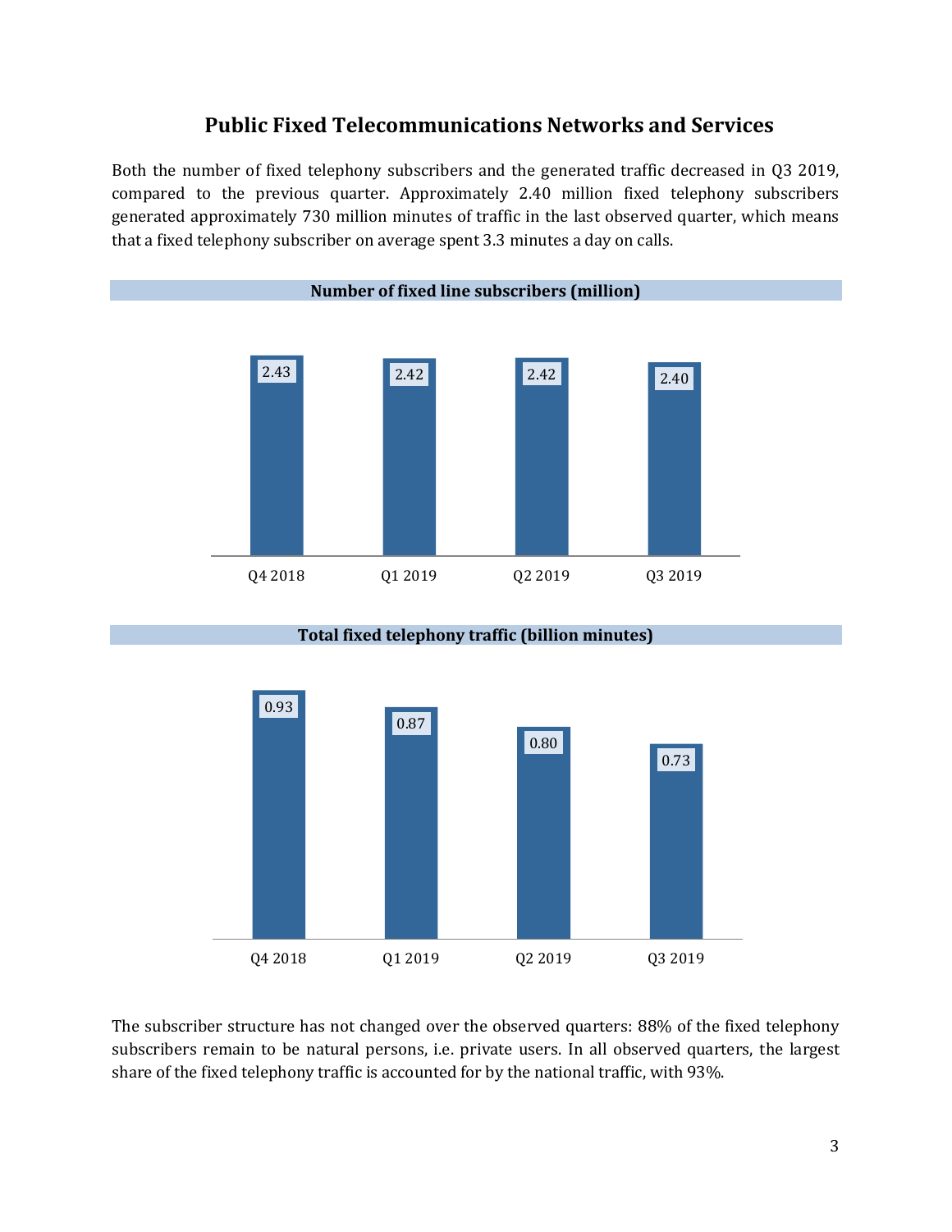## Public Fixed Telecommunications Networks and Services

Both the number of fixed telephony subscribers and the generated traffic decreased in Q3 2019, compared to the previous quarter. Approximately 2.40 million fixed telephony subscribers generated approximately 730 million minutes of traffic in the last observed quarter, which means that a fixed telephony subscriber on average spent 3.3 minutes a day on calls.

**Number of fixed line subscribers (million)**

| Q4 2018 | Q1 2019 | Q2 2019 | Q3 2019 |
|---|---|---|---|
| 2.43 | 2.42 | 2.42 | 2.40 |

**Total fixed telephony traffic (billion minutes)**

| Q4 2018 | Q1 2019 | Q2 2019 | Q3 2019 |
|---|---|---|---|
| 0.93 | 0.87 | 0.80 | 0.73 |

The subscriber structure has not changed over the observed quarters: 88% of the fixed telephony subscribers remain to be natural persons, i.e. private users. In all observed quarters, the largest share of the fixed telephony traffic is accounted for by the national traffic, with 93%.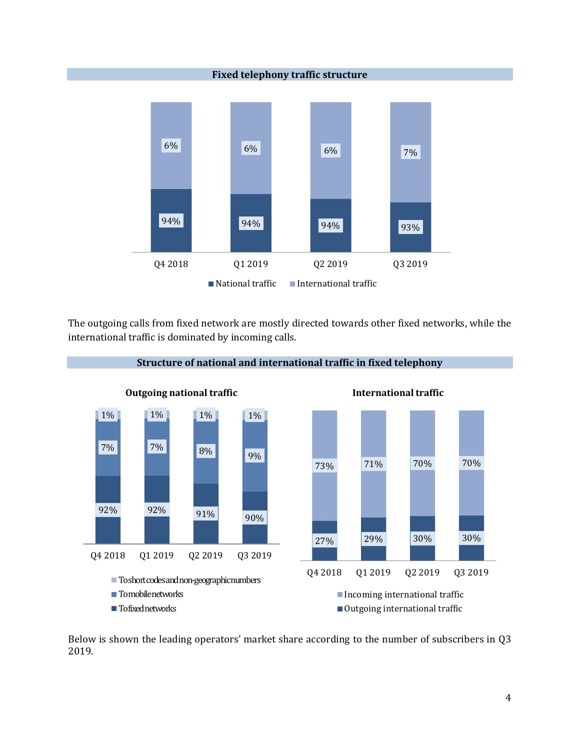**Fixed telephony traffic structure**

| | Q4 2018 | Q1 2019 | Q2 2019 | Q3 2019 |
|---|---|---|---|---|
| National traffic | 94% | 94% | 94% | 93% |
| International traffic | 6% | 6% | 6% | 7% |

The outgoing calls from fixed network are mostly directed towards other fixed networks, while the international traffic is dominated by incoming calls.

**Structure of national and international traffic in fixed telephony**

**Outgoing national traffic**

| | Q4 2018 | Q1 2019 | Q2 2019 | Q3 2019 |
|---|---|---|---|---|
| To short codes and non-geographic numbers | 1% | 1% | 1% | 1% |
| To mobile networks | 7% | 7% | 8% | 9% |
| To fixed networks | 92% | 92% | 91% | 90% |

**International traffic**

| | Q4 2018 | Q1 2019 | Q2 2019 | Q3 2019 |
|---|---|---|---|---|
| Incoming international traffic | 73% | 71% | 70% | 70% |
| Outgoing international traffic | 27% | 29% | 30% | 30% |

Below is shown the leading operators' market share according to the number of subscribers in Q3 2019.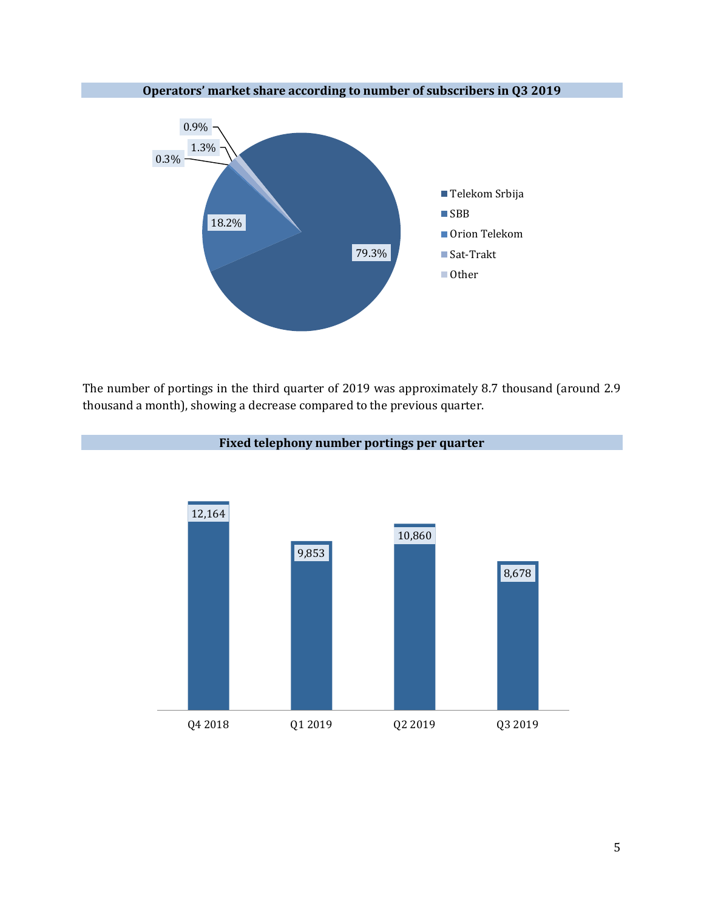**Operators' market share according to number of subscribers in Q3 2019**

| Operator | Market share |
|---|---|
| Telekom Srbija | 79.3% |
| SBB | 18.2% |
| Orion Telekom | 0.3% |
| Sat-Trakt | 1.3% |
| Other | 0.9% |

The number of portings in the third quarter of 2019 was approximately 8.7 thousand (around 2.9 thousand a month), showing a decrease compared to the previous quarter.

**Fixed telephony number portings per quarter**

| Quarter | Portings |
|---|---|
| Q4 2018 | 12,164 |
| Q1 2019 | 9,853 |
| Q2 2019 | 10,860 |
| Q3 2019 | 8,678 |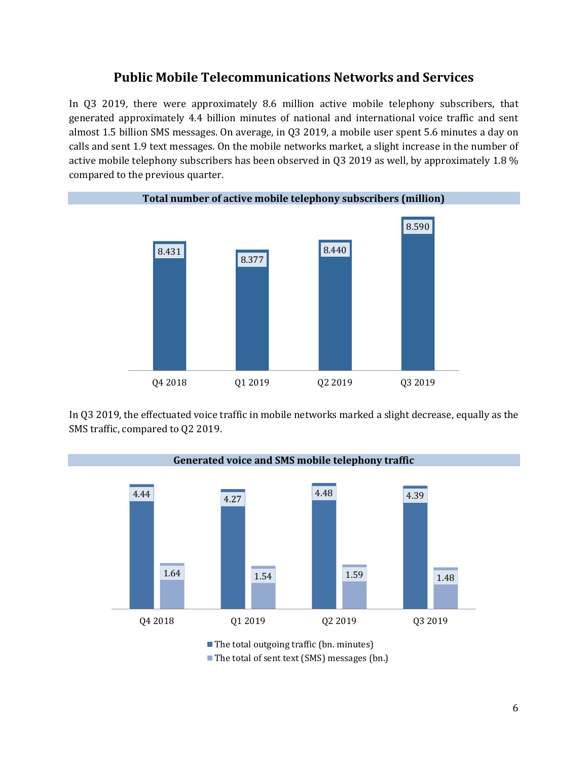## Public Mobile Telecommunications Networks and Services

In Q3 2019, there were approximately 8.6 million active mobile telephony subscribers, that generated approximately 4.4 billion minutes of national and international voice traffic and sent almost 1.5 billion SMS messages. On average, in Q3 2019, a mobile user spent 5.6 minutes a day on calls and sent 1.9 text messages. On the mobile networks market, a slight increase in the number of active mobile telephony subscribers has been observed in Q3 2019 as well, by approximately 1.8 % compared to the previous quarter.

**Total number of active mobile telephony subscribers (million)**

| Q4 2018 | Q1 2019 | Q2 2019 | Q3 2019 |
|---|---|---|---|
| 8.431 | 8.377 | 8.440 | 8.590 |

In Q3 2019, the effectuated voice traffic in mobile networks marked a slight decrease, equally as the SMS traffic, compared to Q2 2019.

**Generated voice and SMS mobile telephony traffic**

| | Q4 2018 | Q1 2019 | Q2 2019 | Q3 2019 |
|---|---|---|---|---|
| The total outgoing traffic (bn. minutes) | 4.44 | 4.27 | 4.48 | 4.39 |
| The total of sent text (SMS) messages (bn.) | 1.64 | 1.54 | 1.59 | 1.48 |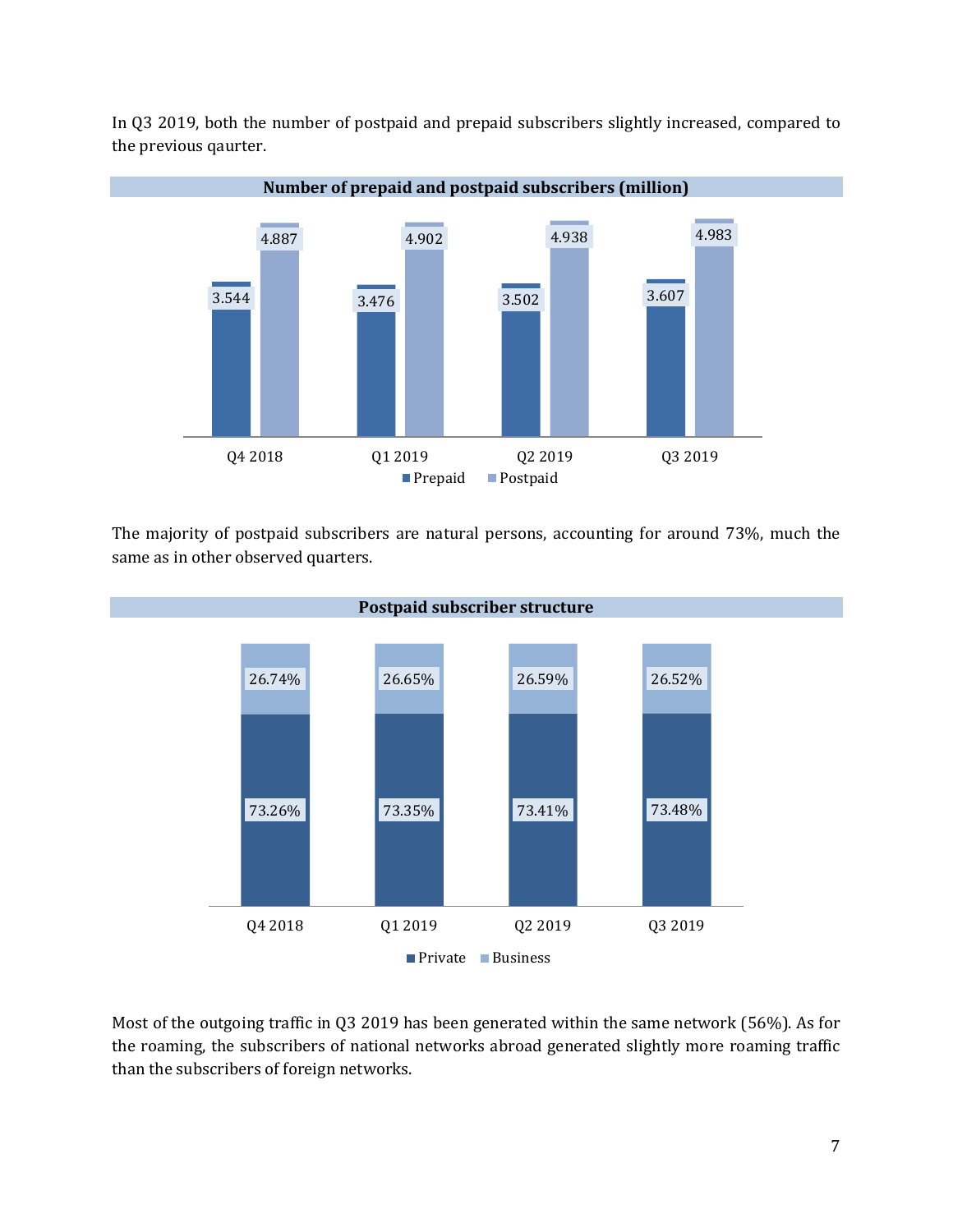In Q3 2019, both the number of postpaid and prepaid subscribers slightly increased, compared to the previous qaurter.

**Number of prepaid and postpaid subscribers (million)**

| | Q4 2018 | Q1 2019 | Q2 2019 | Q3 2019 |
|---|---|---|---|---|
| Prepaid | 3.544 | 3.476 | 3.502 | 3.607 |
| Postpaid | 4.887 | 4.902 | 4.938 | 4.983 |

The majority of postpaid subscribers are natural persons, accounting for around 73%, much the same as in other observed quarters.

**Postpaid subscriber structure**

| | Q4 2018 | Q1 2019 | Q2 2019 | Q3 2019 |
|---|---|---|---|---|
| Private | 73.26% | 73.35% | 73.41% | 73.48% |
| Business | 26.74% | 26.65% | 26.59% | 26.52% |

Most of the outgoing traffic in Q3 2019 has been generated within the same network (56%). As for the roaming, the subscribers of national networks abroad generated slightly more roaming traffic than the subscribers of foreign networks.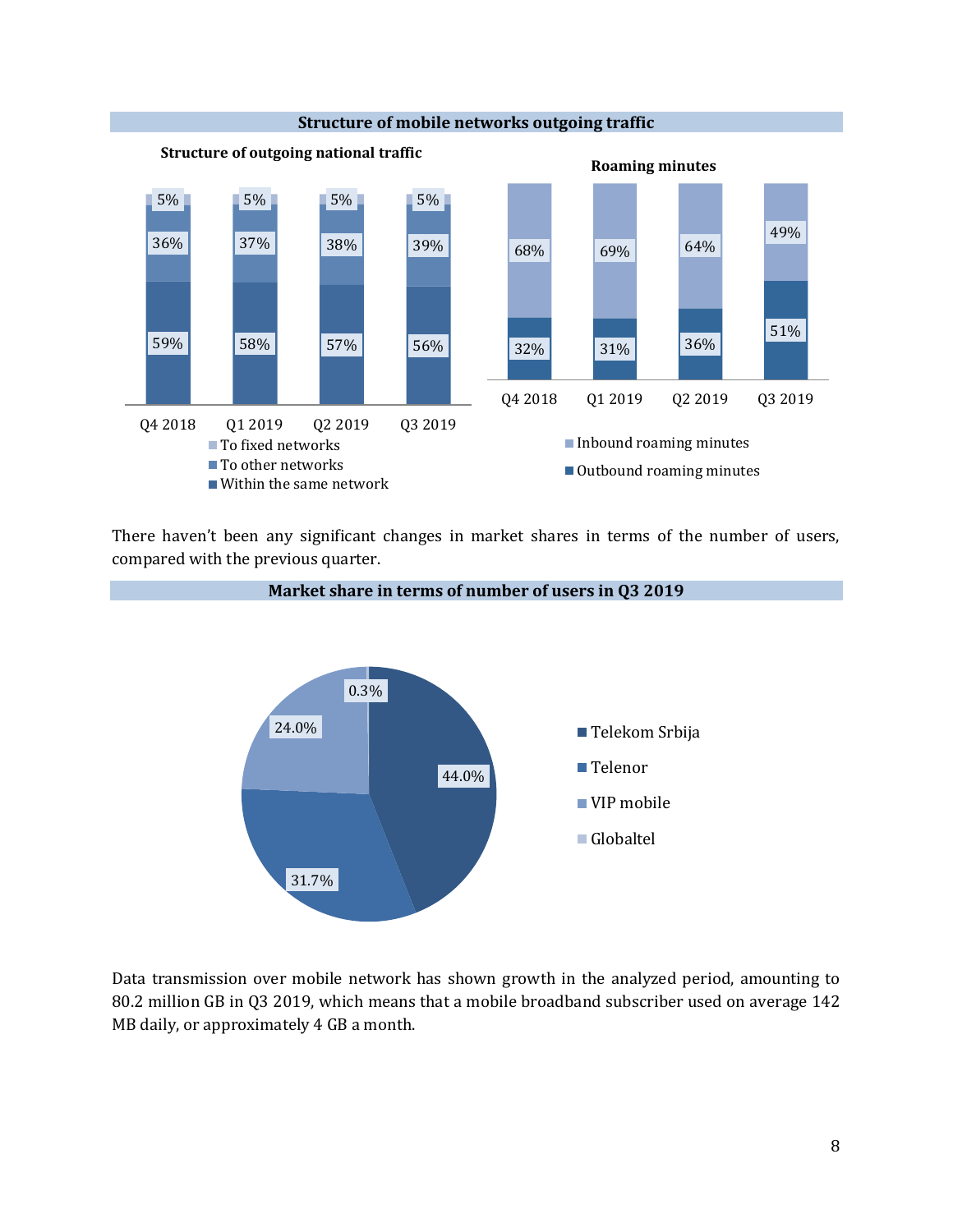**Structure of mobile networks outgoing traffic**

**Structure of outgoing national traffic**

| | Q4 2018 | Q1 2019 | Q2 2019 | Q3 2019 |
|---|---|---|---|---|
| To fixed networks | 5% | 5% | 5% | 5% |
| To other networks | 36% | 37% | 38% | 39% |
| Within the same network | 59% | 58% | 57% | 56% |

**Roaming minutes**

| | Q4 2018 | Q1 2019 | Q2 2019 | Q3 2019 |
|---|---|---|---|---|
| Inbound roaming minutes | 68% | 69% | 64% | 49% |
| Outbound roaming minutes | 32% | 31% | 36% | 51% |

There haven't been any significant changes in market shares in terms of the number of users, compared with the previous quarter.

**Market share in terms of number of users in Q3 2019**

| Operator | Market share |
|---|---|
| Telekom Srbija | 44.0% |
| Telenor | 31.7% |
| VIP mobile | 24.0% |
| Globaltel | 0.3% |

Data transmission over mobile network has shown growth in the analyzed period, amounting to 80.2 million GB in Q3 2019, which means that a mobile broadband subscriber used on average 142 MB daily, or approximately 4 GB a month.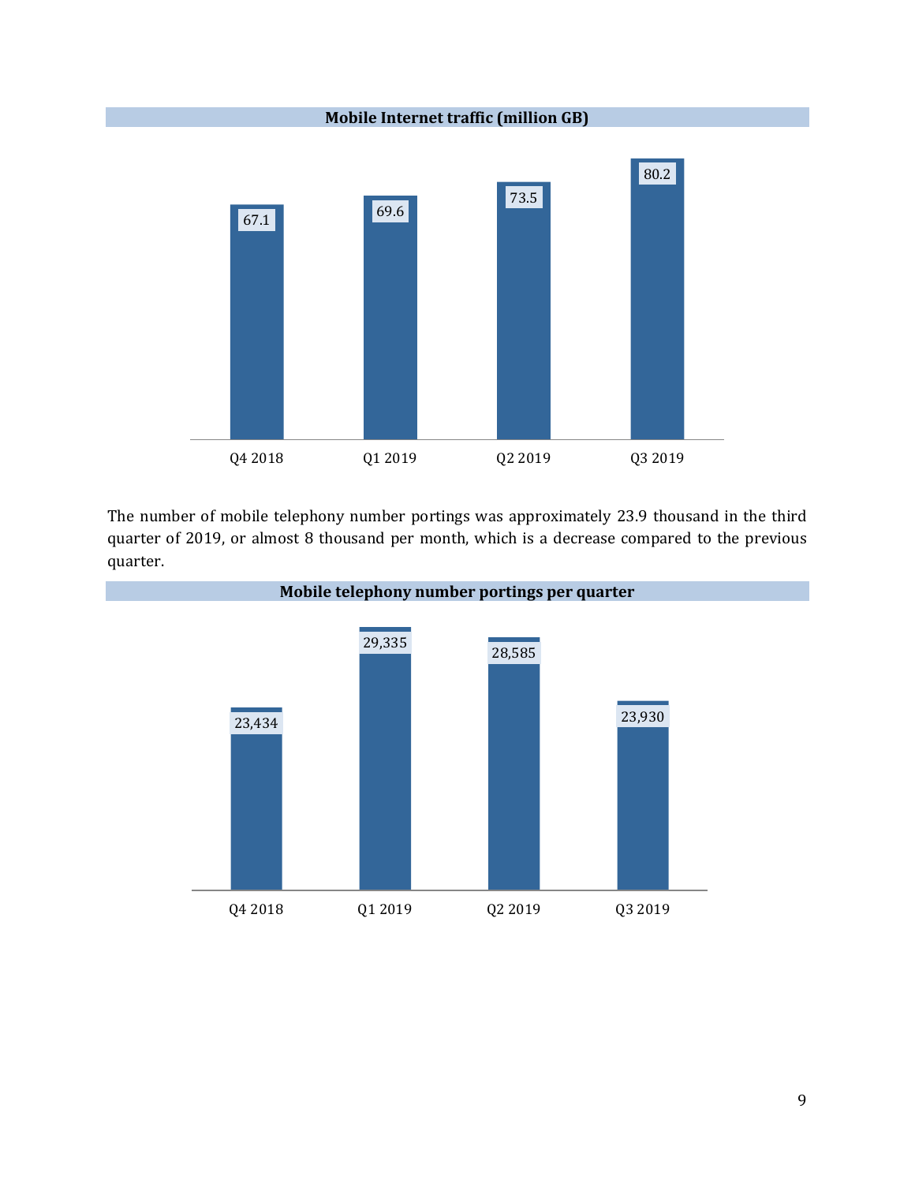**Mobile Internet traffic (million GB)**

| Q4 2018 | Q1 2019 | Q2 2019 | Q3 2019 |
|---|---|---|---|
| 67.1 | 69.6 | 73.5 | 80.2 |

The number of mobile telephony number portings was approximately 23.9 thousand in the third quarter of 2019, or almost 8 thousand per month, which is a decrease compared to the previous quarter.

**Mobile telephony number portings per quarter**

| Q4 2018 | Q1 2019 | Q2 2019 | Q3 2019 |
|---|---|---|---|
| 23,434 | 29,335 | 28,585 | 23,930 |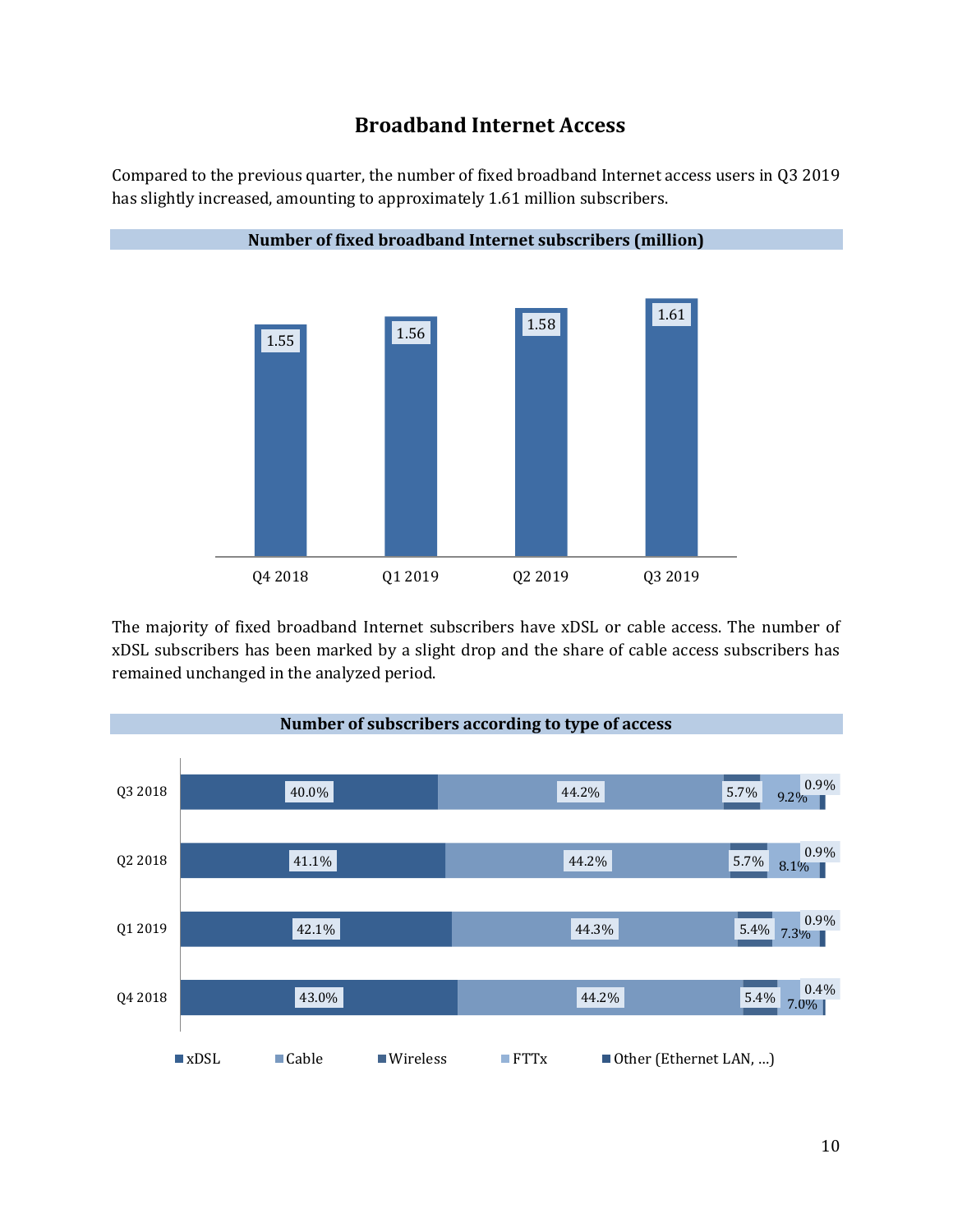## Broadband Internet Access

Compared to the previous quarter, the number of fixed broadband Internet access users in Q3 2019 has slightly increased, amounting to approximately 1.61 million subscribers.

**Number of fixed broadband Internet subscribers (million)**

| Quarter | Subscribers (million) |
|---|---|
| Q4 2018 | 1.55 |
| Q1 2019 | 1.56 |
| Q2 2019 | 1.58 |
| Q3 2019 | 1.61 |

The majority of fixed broadband Internet subscribers have xDSL or cable access. The number of xDSL subscribers has been marked by a slight drop and the share of cable access subscribers has remained unchanged in the analyzed period.

**Number of subscribers according to type of access**

| Quarter | xDSL | Cable | Wireless | FTTx | Other (Ethernet LAN, ...) |
|---|---|---|---|---|---|
| Q3 2018 | 40.0% | 44.2% | 5.7% | 9.2% | 0.9% |
| Q2 2018 | 41.1% | 44.2% | 5.7% | 8.1% | 0.9% |
| Q1 2019 | 42.1% | 44.3% | 5.4% | 7.3% | 0.9% |
| Q4 2018 | 43.0% | 44.2% | 5.4% | 7.0% | 0.4% |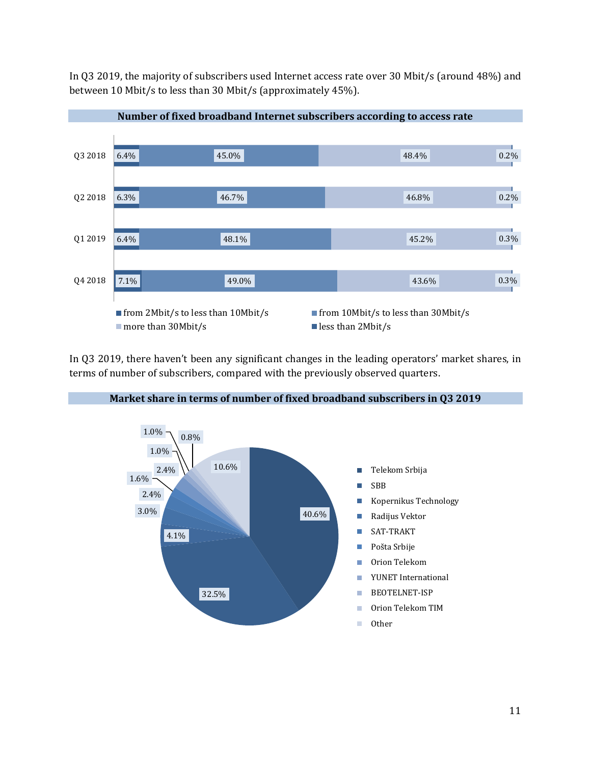In Q3 2019, the majority of subscribers used Internet access rate over 30 Mbit/s (around 48%) and between 10 Mbit/s to less than 30 Mbit/s (approximately 45%).

**Number of fixed broadband Internet subscribers according to access rate**

| | from 2Mbit/s to less than 10Mbit/s | from 10Mbit/s to less than 30Mbit/s | more than 30Mbit/s | less than 2Mbit/s |
|---|---|---|---|---|
| Q3 2018 | 6.4% | 45.0% | 48.4% | 0.2% |
| Q2 2018 | 6.3% | 46.7% | 46.8% | 0.2% |
| Q1 2019 | 6.4% | 48.1% | 45.2% | 0.3% |
| Q4 2018 | 7.1% | 49.0% | 43.6% | 0.3% |

In Q3 2019, there haven't been any significant changes in the leading operators' market shares, in terms of number of subscribers, compared with the previously observed quarters.

**Market share in terms of number of fixed broadband subscribers in Q3 2019**

| Operator | Share |
|---|---|
| Telekom Srbija | 40.6% |
| SBB | 32.5% |
| Kopernikus Technology | 4.1% |
| Radijus Vektor | 3.0% |
| SAT-TRAKT | 2.4% |
| Pošta Srbije | 1.6% |
| Orion Telekom | 2.4% |
| YUNET International | 1.0% |
| BEOTELNET-ISP | 1.0% |
| Orion Telekom TIM | 0.8% |
| Other | 10.6% |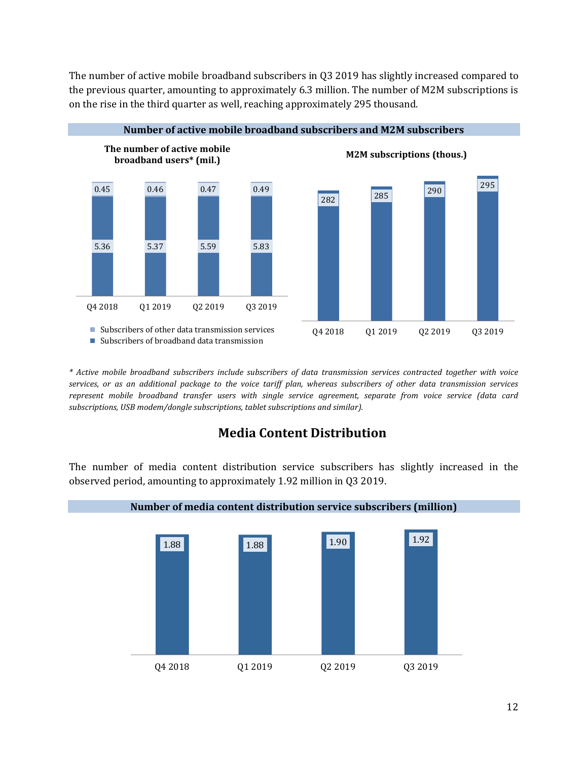The number of active mobile broadband subscribers in Q3 2019 has slightly increased compared to the previous quarter, amounting to approximately 6.3 million. The number of M2M subscriptions is on the rise in the third quarter as well, reaching approximately 295 thousand.

**Number of active mobile broadband subscribers and M2M subscribers**

**The number of active mobile broadband users\* (mil.)**

| | Q4 2018 | Q1 2019 | Q2 2019 | Q3 2019 |
|---|---|---|---|---|
| Subscribers of other data transmission services | 0.45 | 0.46 | 0.47 | 0.49 |
| Subscribers of broadband data transmission | 5.36 | 5.37 | 5.59 | 5.83 |

**M2M subscriptions (thous.)**

| Q4 2018 | Q1 2019 | Q2 2019 | Q3 2019 |
|---|---|---|---|
| 282 | 285 | 290 | 295 |

*\* Active mobile broadband subscribers include subscribers of data transmission services contracted together with voice services, or as an additional package to the voice tariff plan, whereas subscribers of other data transmission services represent mobile broadband transfer users with single service agreement, separate from voice service (data card subscriptions, USB modem/dongle subscriptions, tablet subscriptions and similar).*

## Media Content Distribution

The number of media content distribution service subscribers has slightly increased in the observed period, amounting to approximately 1.92 million in Q3 2019.

**Number of media content distribution service subscribers (million)**

| Q4 2018 | Q1 2019 | Q2 2019 | Q3 2019 |
|---|---|---|---|
| 1.88 | 1.88 | 1.90 | 1.92 |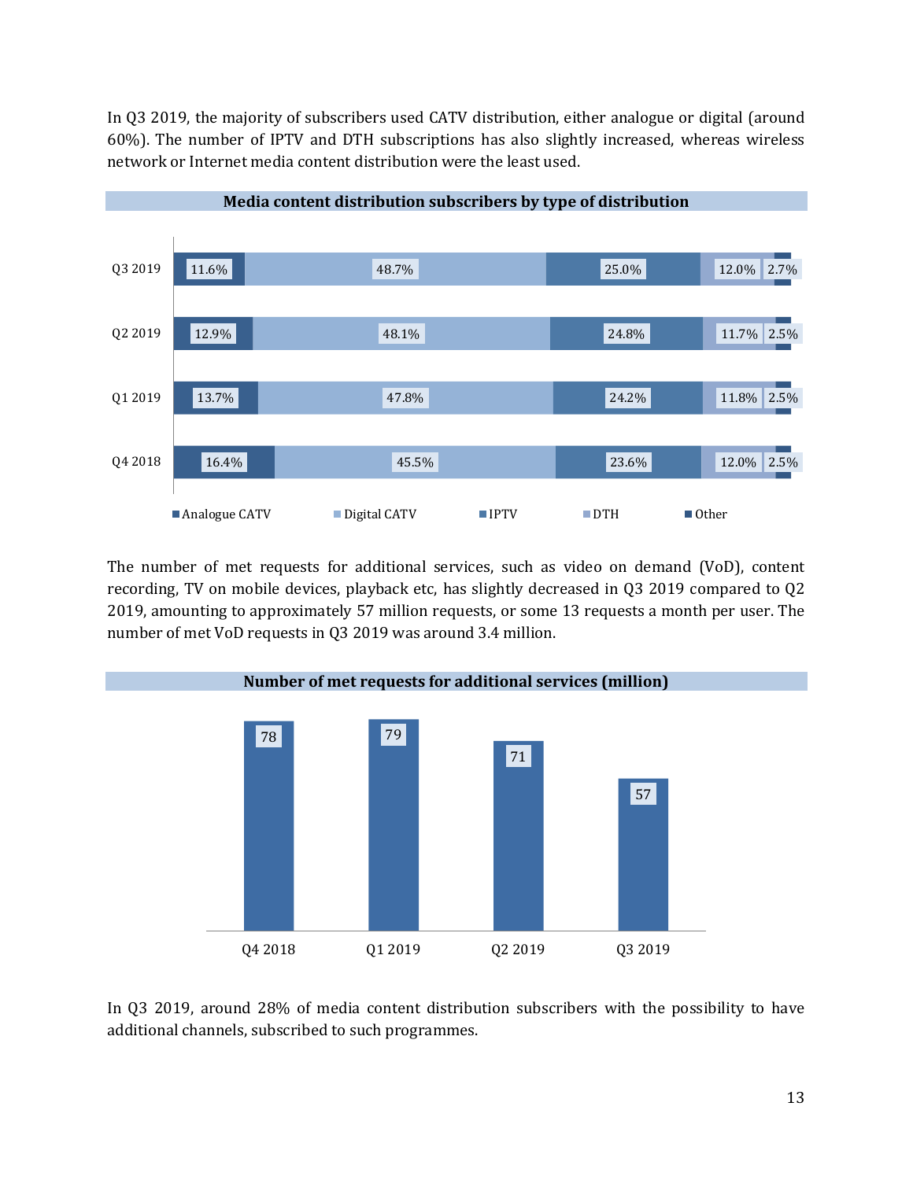In Q3 2019, the majority of subscribers used CATV distribution, either analogue or digital (around 60%). The number of IPTV and DTH subscriptions has also slightly increased, whereas wireless network or Internet media content distribution were the least used.

**Media content distribution subscribers by type of distribution**

| | Analogue CATV | Digital CATV | IPTV | DTH | Other |
|---|---|---|---|---|---|
| Q3 2019 | 11.6% | 48.7% | 25.0% | 12.0% | 2.7% |
| Q2 2019 | 12.9% | 48.1% | 24.8% | 11.7% | 2.5% |
| Q1 2019 | 13.7% | 47.8% | 24.2% | 11.8% | 2.5% |
| Q4 2018 | 16.4% | 45.5% | 23.6% | 12.0% | 2.5% |

The number of met requests for additional services, such as video on demand (VoD), content recording, TV on mobile devices, playback etc, has slightly decreased in Q3 2019 compared to Q2 2019, amounting to approximately 57 million requests, or some 13 requests a month per user. The number of met VoD requests in Q3 2019 was around 3.4 million.

**Number of met requests for additional services (million)**

| Q4 2018 | Q1 2019 | Q2 2019 | Q3 2019 |
|---|---|---|---|
| 78 | 79 | 71 | 57 |

In Q3 2019, around 28% of media content distribution subscribers with the possibility to have additional channels, subscribed to such programmes.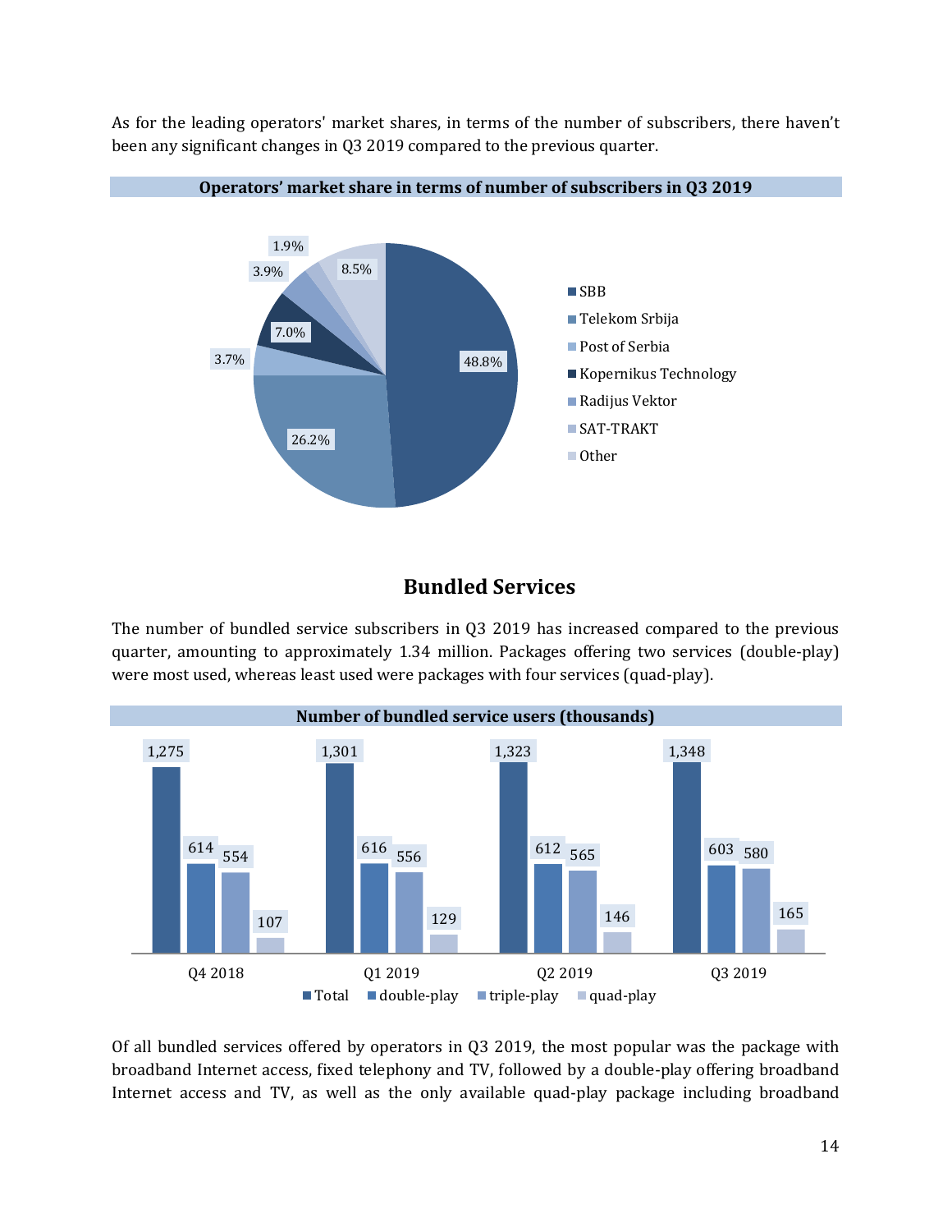As for the leading operators' market shares, in terms of the number of subscribers, there haven't been any significant changes in Q3 2019 compared to the previous quarter.

**Operators' market share in terms of number of subscribers in Q3 2019**

| Operator | Share |
|---|---|
| SBB | 48.8% |
| Telekom Srbija | 26.2% |
| Post of Serbia | 3.7% |
| Kopernikus Technology | 7.0% |
| Radijus Vektor | 3.9% |
| SAT-TRAKT | 1.9% |
| Other | 8.5% |

## Bundled Services

The number of bundled service subscribers in Q3 2019 has increased compared to the previous quarter, amounting to approximately 1.34 million. Packages offering two services (double-play) were most used, whereas least used were packages with four services (quad-play).

**Number of bundled service users (thousands)**

| | Total | double-play | triple-play | quad-play |
|---|---|---|---|---|
| Q4 2018 | 1,275 | 614 | 554 | 107 |
| Q1 2019 | 1,301 | 616 | 556 | 129 |
| Q2 2019 | 1,323 | 612 | 565 | 146 |
| Q3 2019 | 1,348 | 603 | 580 | 165 |

Of all bundled services offered by operators in Q3 2019, the most popular was the package with broadband Internet access, fixed telephony and TV, followed by a double-play offering broadband Internet access and TV, as well as the only available quad-play package including broadband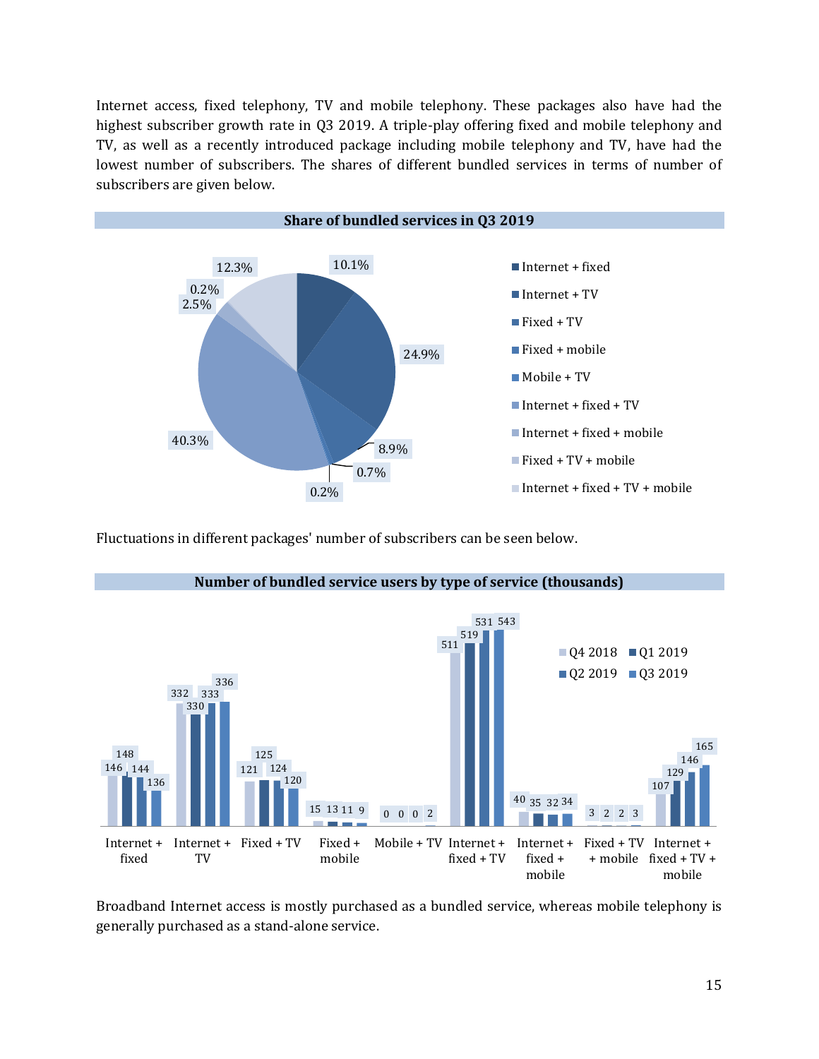Internet access, fixed telephony, TV and mobile telephony. These packages also have had the highest subscriber growth rate in Q3 2019. A triple-play offering fixed and mobile telephony and TV, as well as a recently introduced package including mobile telephony and TV, have had the lowest number of subscribers. The shares of different bundled services in terms of number of subscribers are given below.

**Share of bundled services in Q3 2019**

| Bundled service | Share |
|---|---|
| Internet + fixed | 10.1% |
| Internet + TV | 24.9% |
| Fixed + TV | 8.9% |
| Fixed + mobile | 0.7% |
| Mobile + TV | 0.2% |
| Internet + fixed + TV | 40.3% |
| Internet + fixed + mobile | 2.5% |
| Fixed + TV + mobile | 0.2% |
| Internet + fixed + TV + mobile | 12.3% |

Fluctuations in different packages' number of subscribers can be seen below.

**Number of bundled service users by type of service (thousands)**

| Type of service | Q4 2018 | Q1 2019 | Q2 2019 | Q3 2019 |
|---|---|---|---|---|
| Internet + fixed | 146 | 148 | 144 | 136 |
| Internet + TV | 332 | 330 | 333 | 336 |
| Fixed + TV | 121 | 125 | 124 | 120 |
| Fixed + mobile | 15 | 13 | 11 | 9 |
| Mobile + TV | 0 | 0 | 0 | 2 |
| Internet + fixed + TV | 511 | 519 | 531 | 543 |
| Internet + fixed + mobile | 40 | 35 | 32 | 34 |
| Fixed + TV + mobile | 3 | 2 | 2 | 3 |
| Internet + fixed + TV + mobile | 107 | 129 | 146 | 165 |

Broadband Internet access is mostly purchased as a bundled service, whereas mobile telephony is generally purchased as a stand-alone service.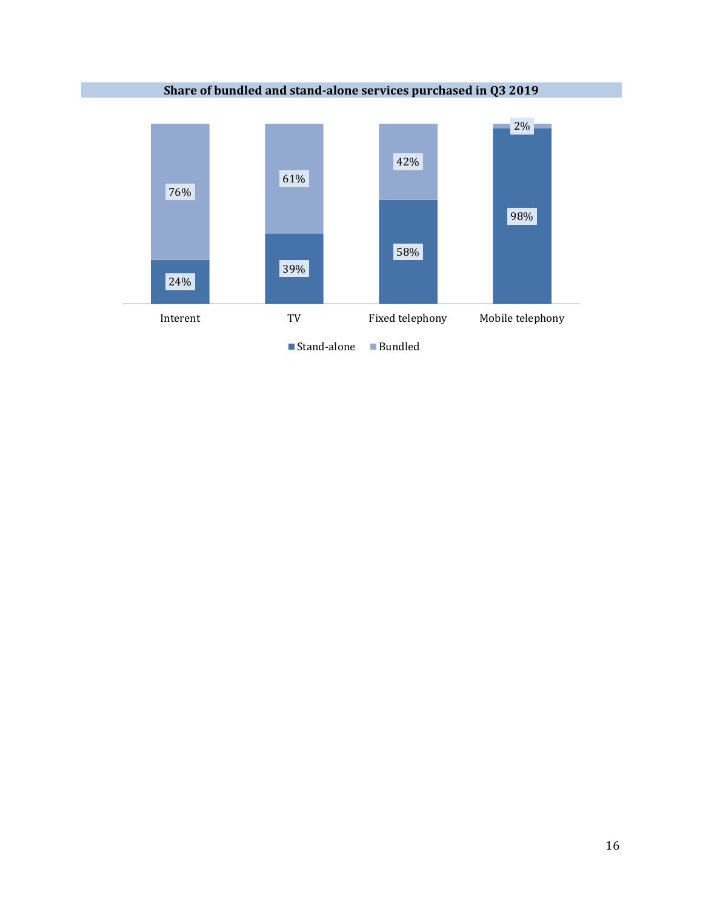**Share of bundled and stand-alone services purchased in Q3 2019**

76%
24%
61%
39%
42%
58%
2%
98%

Interent
TV
Fixed telephony
Mobile telephony

Stand-alone
Bundled